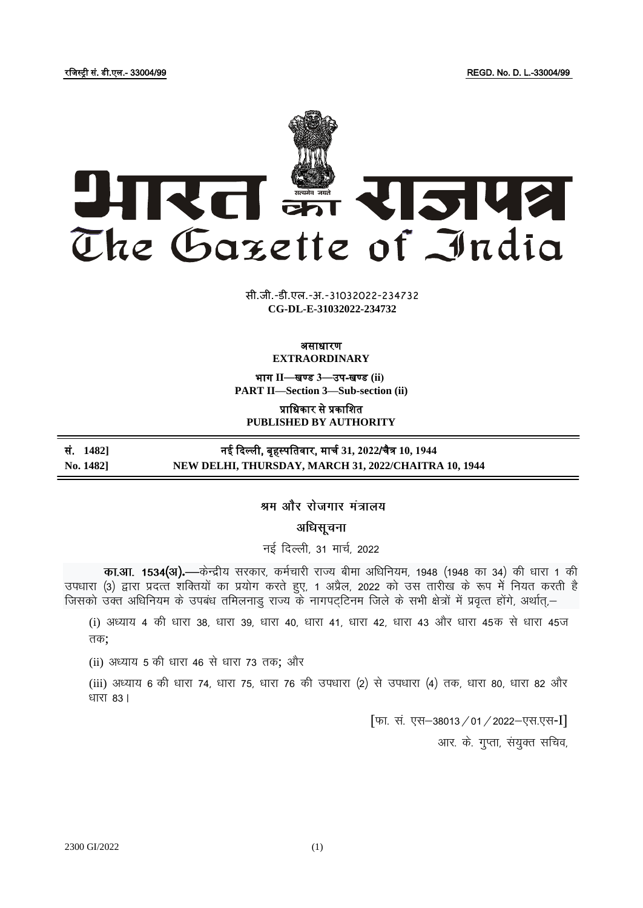रजिस्ट्री सं. डी.एल.- 33004/99 REGD. No. D. L.-33004/99

# भारत का राजपत्र
# The Gazette of India

सी.जी.-डी.एल.-अ.-31032022-234732
**CG-DL-E-31032022-234732**

**असाधारण**
**EXTRAORDINARY**

**भाग II—खण्ड 3—उप-खण्ड (ii)**
**PART II—Section 3—Sub-section (ii)**

**प्राधिकार से प्रकाशित**
**PUBLISHED BY AUTHORITY**

| | |
|---|---|
| **सं. 1482]** | **नई दिल्ली, बृहस्पतिवार, मार्च 31, 2022/चैत्र 10, 1944** |
| **No. 1482]** | **NEW DELHI, THURSDAY, MARCH 31, 2022/CHAITRA 10, 1944** |

## श्रम और रोजगार मंत्रालय

## अधिसूचना

नई दिल्ली, 31 मार्च, 2022

**का.आ. 1534(अ).**—केन्द्रीय सरकार, कर्मचारी राज्य बीमा अधिनियम, 1948 (1948 का 34) की धारा 1 की उपधारा (3) द्वारा प्रदत्त शक्तियों का प्रयोग करते हुए, 1 अप्रैल, 2022 को उस तारीख के रूप में नियत करती है जिसको उक्त अधिनियम के उपबंध तमिलनाडु राज्य के नागपट्टिनम जिले के सभी क्षेत्रों में प्रवृत्त होंगे, अर्थात्,–

(i) अध्याय 4 की धारा 38, धारा 39, धारा 40, धारा 41, धारा 42, धारा 43 और धारा 45क से धारा 45ज तक;

(ii) अध्याय 5 की धारा 46 से धारा 73 तक; और

(iii) अध्याय 6 की धारा 74, धारा 75, धारा 76 की उपधारा (2) से उपधारा (4) तक, धारा 80, धारा 82 और धारा 83।

[फा. सं. एस–38013/01/2022–एस.एस-I]

आर. के. गुप्ता, संयुक्त सचिव,

2300 GI/2022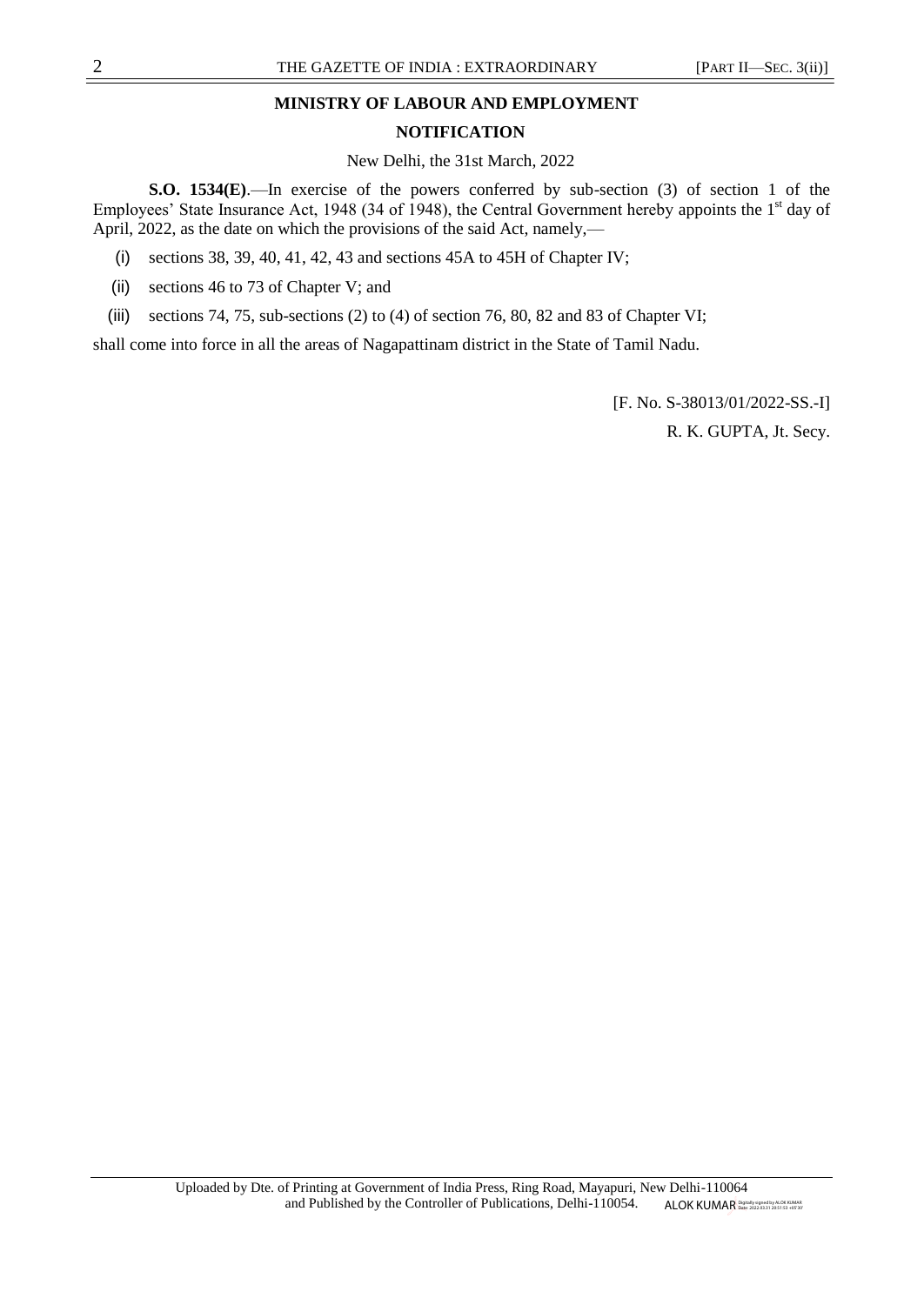## MINISTRY OF LABOUR AND EMPLOYMENT

### NOTIFICATION

New Delhi, the 31st March, 2022

**S.O. 1534(E)**.—In exercise of the powers conferred by sub-section (3) of section 1 of the Employees' State Insurance Act, 1948 (34 of 1948), the Central Government hereby appoints the 1st day of April, 2022, as the date on which the provisions of the said Act, namely,—

(i) sections 38, 39, 40, 41, 42, 43 and sections 45A to 45H of Chapter IV;

(ii) sections 46 to 73 of Chapter V; and

(iii) sections 74, 75, sub-sections (2) to (4) of section 76, 80, 82 and 83 of Chapter VI;

shall come into force in all the areas of Nagapattinam district in the State of Tamil Nadu.

[F. No. S-38013/01/2022-SS.-I]

R. K. GUPTA, Jt. Secy.

Uploaded by Dte. of Printing at Government of India Press, Ring Road, Mayapuri, New Delhi-110064 and Published by the Controller of Publications, Delhi-110054.